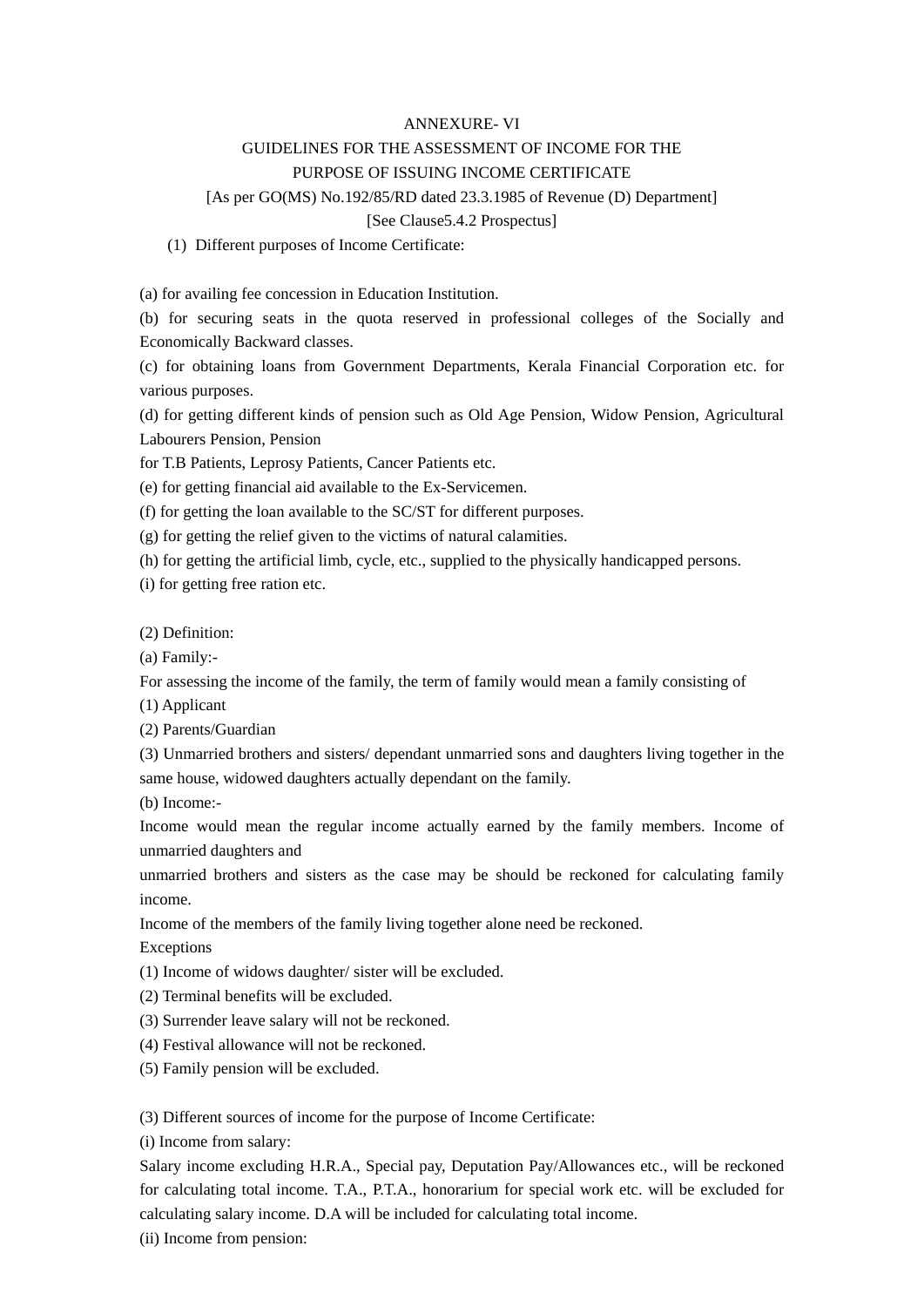# ANNEXURE- VI

## GUIDELINES FOR THE ASSESSMENT OF INCOME FOR THE PURPOSE OF ISSUING INCOME CERTIFICATE

[As per GO(MS) No.192/85/RD dated 23.3.1985 of Revenue (D) Department]

[See Clause5.4.2 Prospectus]

(1) Different purposes of Income Certificate:

(a) for availing fee concession in Education Institution.

(b) for securing seats in the quota reserved in professional colleges of the Socially and Economically Backward classes.

(c) for obtaining loans from Government Departments, Kerala Financial Corporation etc. for various purposes.

(d) for getting different kinds of pension such as Old Age Pension, Widow Pension, Agricultural Labourers Pension, Pension for T.B Patients, Leprosy Patients, Cancer Patients etc.

(e) for getting financial aid available to the Ex-Servicemen.

(f) for getting the loan available to the SC/ST for different purposes.

(g) for getting the relief given to the victims of natural calamities.

(h) for getting the artificial limb, cycle, etc., supplied to the physically handicapped persons.

(i) for getting free ration etc.

(2) Definition:

(a) Family:-

For assessing the income of the family, the term of family would mean a family consisting of

(1) Applicant

(2) Parents/Guardian

(3) Unmarried brothers and sisters/ dependant unmarried sons and daughters living together in the same house, widowed daughters actually dependant on the family.

(b) Income:-

Income would mean the regular income actually earned by the family members. Income of unmarried daughters and unmarried brothers and sisters as the case may be should be reckoned for calculating family income.

Income of the members of the family living together alone need be reckoned.

Exceptions

(1) Income of widows daughter/ sister will be excluded.

(2) Terminal benefits will be excluded.

(3) Surrender leave salary will not be reckoned.

(4) Festival allowance will not be reckoned.

(5) Family pension will be excluded.

(3) Different sources of income for the purpose of Income Certificate:

(i) Income from salary:

Salary income excluding H.R.A., Special pay, Deputation Pay/Allowances etc., will be reckoned for calculating total income. T.A., P.T.A., honorarium for special work etc. will be excluded for calculating salary income. D.A will be included for calculating total income.

(ii) Income from pension: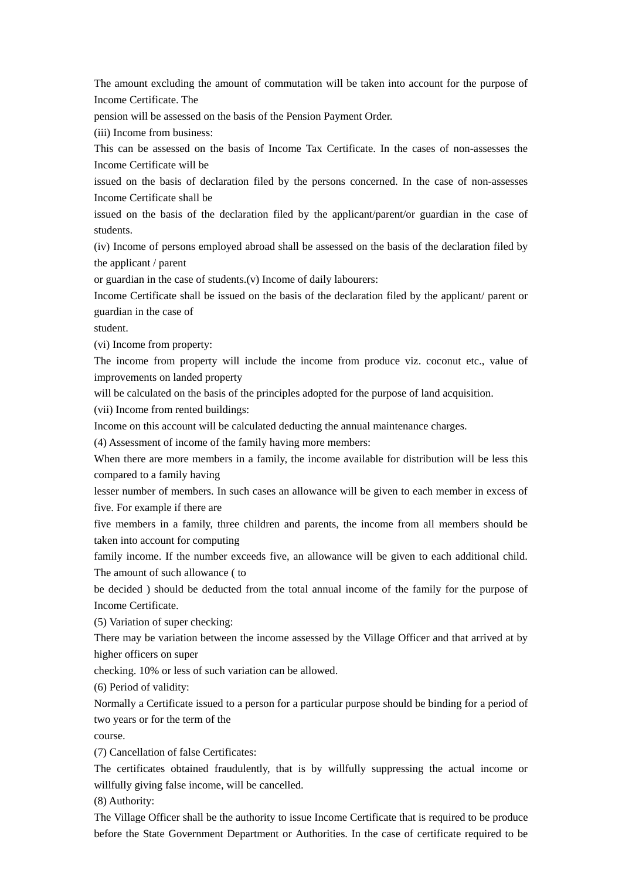The amount excluding the amount of commutation will be taken into account for the purpose of Income Certificate. The pension will be assessed on the basis of the Pension Payment Order.

(iii) Income from business:

This can be assessed on the basis of Income Tax Certificate. In the cases of non-assesses the Income Certificate will be issued on the basis of declaration filed by the persons concerned. In the case of non-assesses Income Certificate shall be issued on the basis of the declaration filed by the applicant/parent/or guardian in the case of students.

(iv) Income of persons employed abroad shall be assessed on the basis of the declaration filed by the applicant / parent or guardian in the case of students.(v) Income of daily labourers:

Income Certificate shall be issued on the basis of the declaration filed by the applicant/ parent or guardian in the case of student.

(vi) Income from property:

The income from property will include the income from produce viz. coconut etc., value of improvements on landed property will be calculated on the basis of the principles adopted for the purpose of land acquisition.

(vii) Income from rented buildings:

Income on this account will be calculated deducting the annual maintenance charges.

(4) Assessment of income of the family having more members:

When there are more members in a family, the income available for distribution will be less this compared to a family having lesser number of members. In such cases an allowance will be given to each member in excess of five. For example if there are five members in a family, three children and parents, the income from all members should be taken into account for computing family income. If the number exceeds five, an allowance will be given to each additional child. The amount of such allowance ( to be decided ) should be deducted from the total annual income of the family for the purpose of Income Certificate.

(5) Variation of super checking:

There may be variation between the income assessed by the Village Officer and that arrived at by higher officers on super checking. 10% or less of such variation can be allowed.

(6) Period of validity:

Normally a Certificate issued to a person for a particular purpose should be binding for a period of two years or for the term of the course.

(7) Cancellation of false Certificates:

The certificates obtained fraudulently, that is by willfully suppressing the actual income or willfully giving false income, will be cancelled.

(8) Authority:

The Village Officer shall be the authority to issue Income Certificate that is required to be produce before the State Government Department or Authorities. In the case of certificate required to be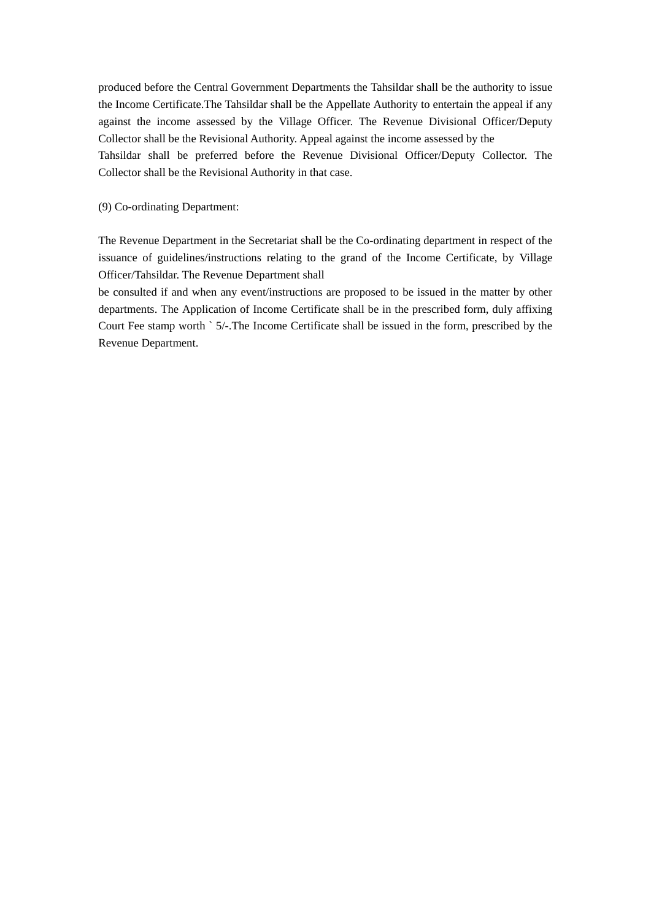produced before the Central Government Departments the Tahsildar shall be the authority to issue the Income Certificate.The Tahsildar shall be the Appellate Authority to entertain the appeal if any against the income assessed by the Village Officer. The Revenue Divisional Officer/Deputy Collector shall be the Revisional Authority. Appeal against the income assessed by the Tahsildar shall be preferred before the Revenue Divisional Officer/Deputy Collector. The Collector shall be the Revisional Authority in that case.

(9) Co-ordinating Department:

The Revenue Department in the Secretariat shall be the Co-ordinating department in respect of the issuance of guidelines/instructions relating to the grand of the Income Certificate, by Village Officer/Tahsildar. The Revenue Department shall be consulted if and when any event/instructions are proposed to be issued in the matter by other departments. The Application of Income Certificate shall be in the prescribed form, duly affixing Court Fee stamp worth ` 5/-.The Income Certificate shall be issued in the form, prescribed by the Revenue Department.